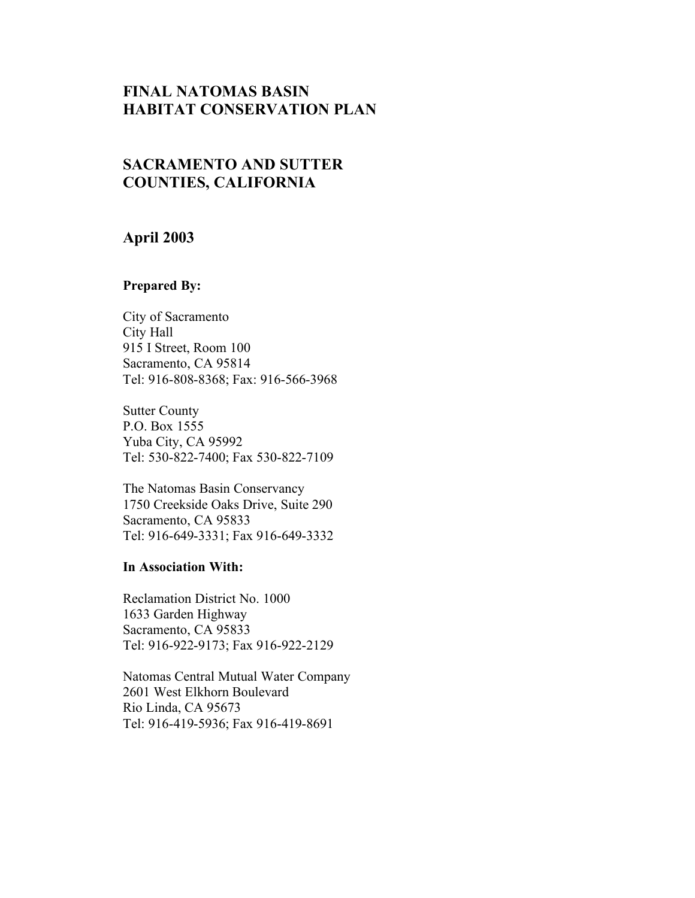# FINAL NATOMAS BASIN
# HABITAT CONSERVATION PLAN

## SACRAMENTO AND SUTTER COUNTIES, CALIFORNIA

## April 2003

**Prepared By:**

City of Sacramento
City Hall
915 I Street, Room 100
Sacramento, CA 95814
Tel: 916-808-8368; Fax: 916-566-3968

Sutter County
P.O. Box 1555
Yuba City, CA 95992
Tel: 530-822-7400; Fax 530-822-7109

The Natomas Basin Conservancy
1750 Creekside Oaks Drive, Suite 290
Sacramento, CA 95833
Tel: 916-649-3331; Fax 916-649-3332

**In Association With:**

Reclamation District No. 1000
1633 Garden Highway
Sacramento, CA 95833
Tel: 916-922-9173; Fax 916-922-2129

Natomas Central Mutual Water Company
2601 West Elkhorn Boulevard
Rio Linda, CA 95673
Tel: 916-419-5936; Fax 916-419-8691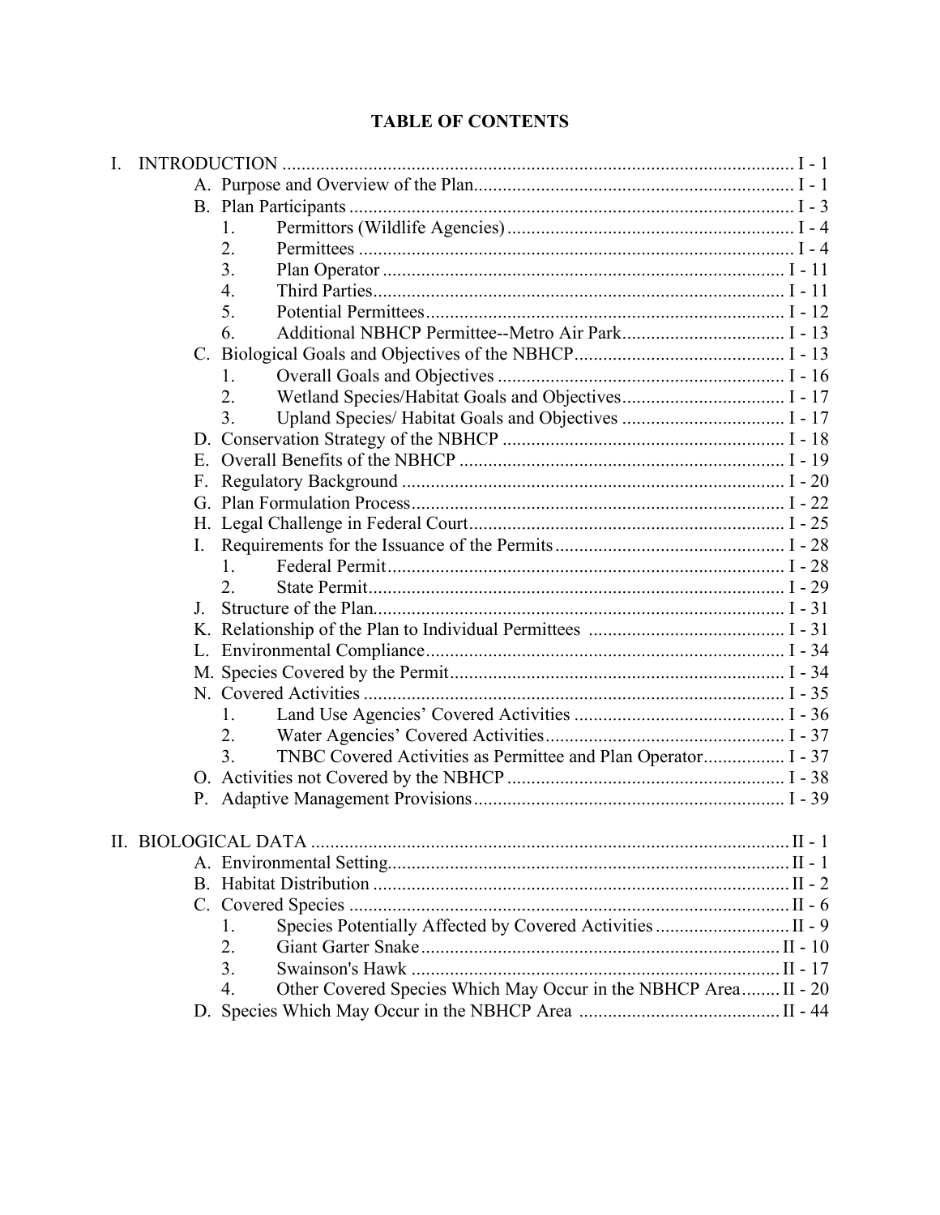# TABLE OF CONTENTS

I. INTRODUCTION .......... I - 1
- A. Purpose and Overview of the Plan .......... I - 1
- B. Plan Participants .......... I - 3
  1. Permittors (Wildlife Agencies) .......... I - 4
  2. Permittees .......... I - 4
  3. Plan Operator .......... I - 11
  4. Third Parties .......... I - 11
  5. Potential Permittees .......... I - 12
  6. Additional NBHCP Permittee--Metro Air Park .......... I - 13
- C. Biological Goals and Objectives of the NBHCP .......... I - 13
  1. Overall Goals and Objectives .......... I - 16
  2. Wetland Species/Habitat Goals and Objectives .......... I - 17
  3. Upland Species/ Habitat Goals and Objectives .......... I - 17
- D. Conservation Strategy of the NBHCP .......... I - 18
- E. Overall Benefits of the NBHCP .......... I - 19
- F. Regulatory Background .......... I - 20
- G. Plan Formulation Process .......... I - 22
- H. Legal Challenge in Federal Court .......... I - 25
- I. Requirements for the Issuance of the Permits .......... I - 28
  1. Federal Permit .......... I - 28
  2. State Permit .......... I - 29
- J. Structure of the Plan .......... I - 31
- K. Relationship of the Plan to Individual Permittees .......... I - 31
- L. Environmental Compliance .......... I - 34
- M. Species Covered by the Permit .......... I - 34
- N. Covered Activities .......... I - 35
  1. Land Use Agencies' Covered Activities .......... I - 36
  2. Water Agencies' Covered Activities .......... I - 37
  3. TNBC Covered Activities as Permittee and Plan Operator .......... I - 37
- O. Activities not Covered by the NBHCP .......... I - 38
- P. Adaptive Management Provisions .......... I - 39

II. BIOLOGICAL DATA .......... II - 1
- A. Environmental Setting .......... II - 1
- B. Habitat Distribution .......... II - 2
- C. Covered Species .......... II - 6
  1. Species Potentially Affected by Covered Activities .......... II - 9
  2. Giant Garter Snake .......... II - 10
  3. Swainson's Hawk .......... II - 17
  4. Other Covered Species Which May Occur in the NBHCP Area .......... II - 20
- D. Species Which May Occur in the NBHCP Area .......... II - 44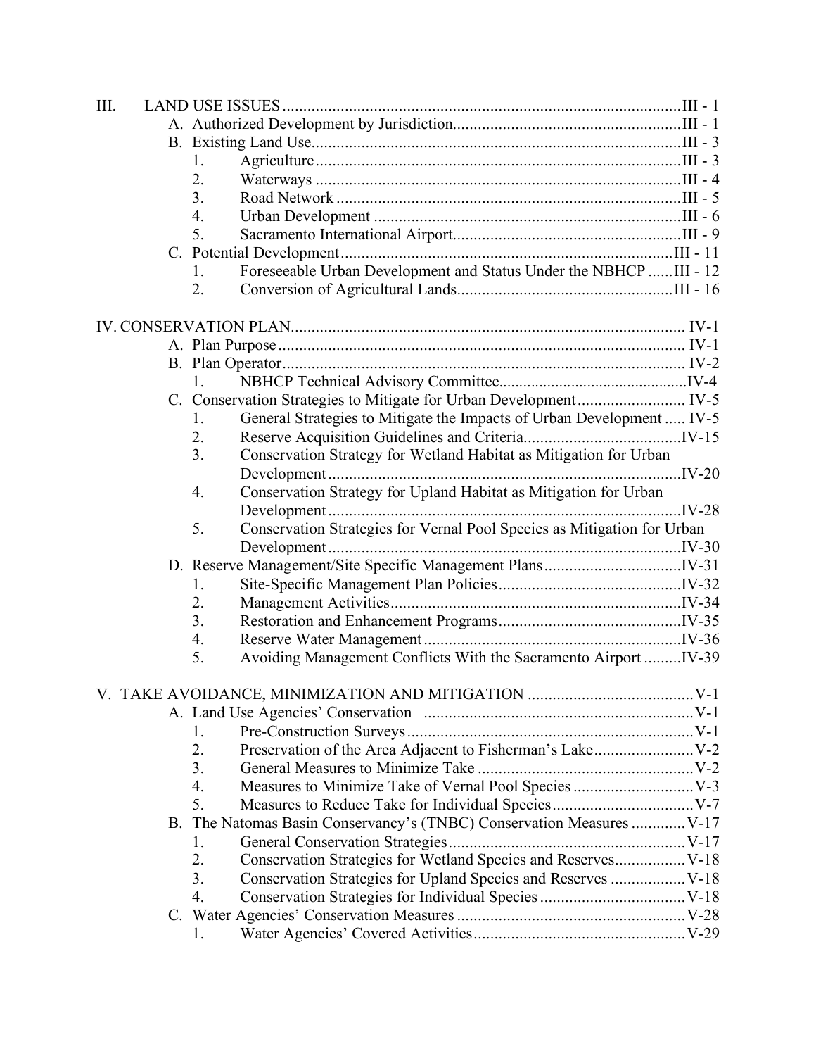III. LAND USE ISSUES ........ III - 1

- A. Authorized Development by Jurisdiction ........ III - 1
- B. Existing Land Use ........ III - 3
  1. Agriculture ........ III - 3
  2. Waterways ........ III - 4
  3. Road Network ........ III - 5
  4. Urban Development ........ III - 6
  5. Sacramento International Airport ........ III - 9
- C. Potential Development ........ III - 11
  1. Foreseeable Urban Development and Status Under the NBHCP ........ III - 12
  2. Conversion of Agricultural Lands ........ III - 16

IV. CONSERVATION PLAN ........ IV-1

- A. Plan Purpose ........ IV-1
- B. Plan Operator ........ IV-2
  1. NBHCP Technical Advisory Committee ........ IV-4
- C. Conservation Strategies to Mitigate for Urban Development ........ IV-5
  1. General Strategies to Mitigate the Impacts of Urban Development ........ IV-5
  2. Reserve Acquisition Guidelines and Criteria ........ IV-15
  3. Conservation Strategy for Wetland Habitat as Mitigation for Urban Development ........ IV-20
  4. Conservation Strategy for Upland Habitat as Mitigation for Urban Development ........ IV-28
  5. Conservation Strategies for Vernal Pool Species as Mitigation for Urban Development ........ IV-30
- D. Reserve Management/Site Specific Management Plans ........ IV-31
  1. Site-Specific Management Plan Policies ........ IV-32
  2. Management Activities ........ IV-34
  3. Restoration and Enhancement Programs ........ IV-35
  4. Reserve Water Management ........ IV-36
  5. Avoiding Management Conflicts With the Sacramento Airport ........ IV-39

V. TAKE AVOIDANCE, MINIMIZATION AND MITIGATION ........ V-1

- A. Land Use Agencies' Conservation ........ V-1
  1. Pre-Construction Surveys ........ V-1
  2. Preservation of the Area Adjacent to Fisherman's Lake ........ V-2
  3. General Measures to Minimize Take ........ V-2
  4. Measures to Minimize Take of Vernal Pool Species ........ V-3
  5. Measures to Reduce Take for Individual Species ........ V-7
- B. The Natomas Basin Conservancy's (TNBC) Conservation Measures ........ V-17
  1. General Conservation Strategies ........ V-17
  2. Conservation Strategies for Wetland Species and Reserves ........ V-18
  3. Conservation Strategies for Upland Species and Reserves ........ V-18
  4. Conservation Strategies for Individual Species ........ V-18
- C. Water Agencies' Conservation Measures ........ V-28
  1. Water Agencies' Covered Activities ........ V-29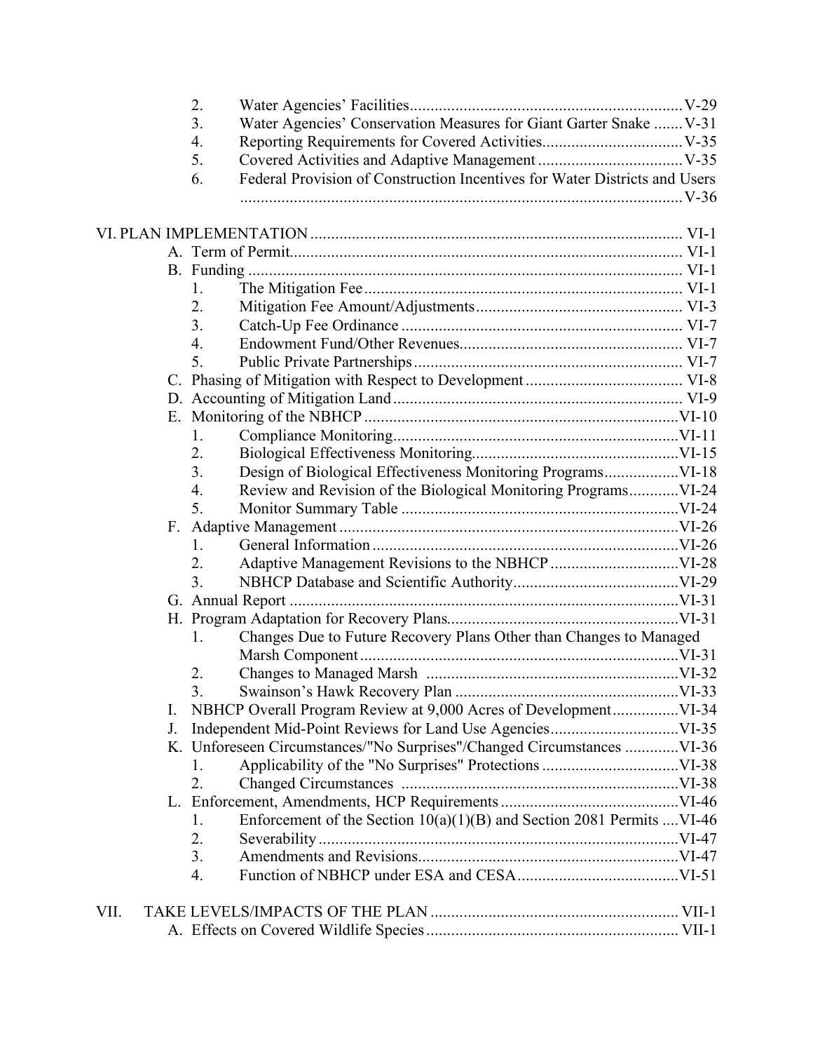2. Water Agencies' Facilities ........................................................................ V-29
3. Water Agencies' Conservation Measures for Giant Garter Snake ....... V-31
4. Reporting Requirements for Covered Activities .................................. V-35
5. Covered Activities and Adaptive Management ................................... V-35
6. Federal Provision of Construction Incentives for Water Districts and Users ......................................................................................................... V-36

VI. PLAN IMPLEMENTATION ......................................................................................... VI-1

- A. Term of Permit ............................................................................................. VI-1
- B. Funding ........................................................................................................ VI-1
  1. The Mitigation Fee ........................................................................... VI-1
  2. Mitigation Fee Amount/Adjustments ................................................ VI-3
  3. Catch-Up Fee Ordinance .................................................................. VI-7
  4. Endowment Fund/Other Revenues .................................................... VI-7
  5. Public Private Partnerships ............................................................... VI-7
- C. Phasing of Mitigation with Respect to Development ..................................... VI-8
- D. Accounting of Mitigation Land ..................................................................... VI-9
- E. Monitoring of the NBHCP ........................................................................... VI-10
  1. Compliance Monitoring .................................................................... VI-11
  2. Biological Effectiveness Monitoring ................................................. VI-15
  3. Design of Biological Effectiveness Monitoring Programs ................. VI-18
  4. Review and Revision of the Biological Monitoring Programs ............ VI-24
  5. Monitor Summary Table .................................................................. VI-24
- F. Adaptive Management ................................................................................. VI-26
  1. General Information ......................................................................... VI-26
  2. Adaptive Management Revisions to the NBHCP ............................... VI-28
  3. NBHCP Database and Scientific Authority ........................................ VI-29
- G. Annual Report ............................................................................................. VI-31
- H. Program Adaptation for Recovery Plans ...................................................... VI-31
  1. Changes Due to Future Recovery Plans Other than Changes to Managed Marsh Component ............................................................................ VI-31
  2. Changes to Managed Marsh ............................................................. VI-32
  3. Swainson's Hawk Recovery Plan ...................................................... VI-33
- I. NBHCP Overall Program Review at 9,000 Acres of Development ................ VI-34
- J. Independent Mid-Point Reviews for Land Use Agencies ............................... VI-35
- K. Unforeseen Circumstances/"No Surprises"/Changed Circumstances ............. VI-36
  1. Applicability of the "No Surprises" Protections ................................. VI-38
  2. Changed Circumstances .................................................................. VI-38
- L. Enforcement, Amendments, HCP Requirements ........................................... VI-46
  1. Enforcement of the Section 10(a)(1)(B) and Section 2081 Permits .... VI-46
  2. Severability ...................................................................................... VI-47
  3. Amendments and Revisions .............................................................. VI-47
  4. Function of NBHCP under ESA and CESA ....................................... VI-51

VII. TAKE LEVELS/IMPACTS OF THE PLAN ........................................................... VII-1

- A. Effects on Covered Wildlife Species ............................................................ VII-1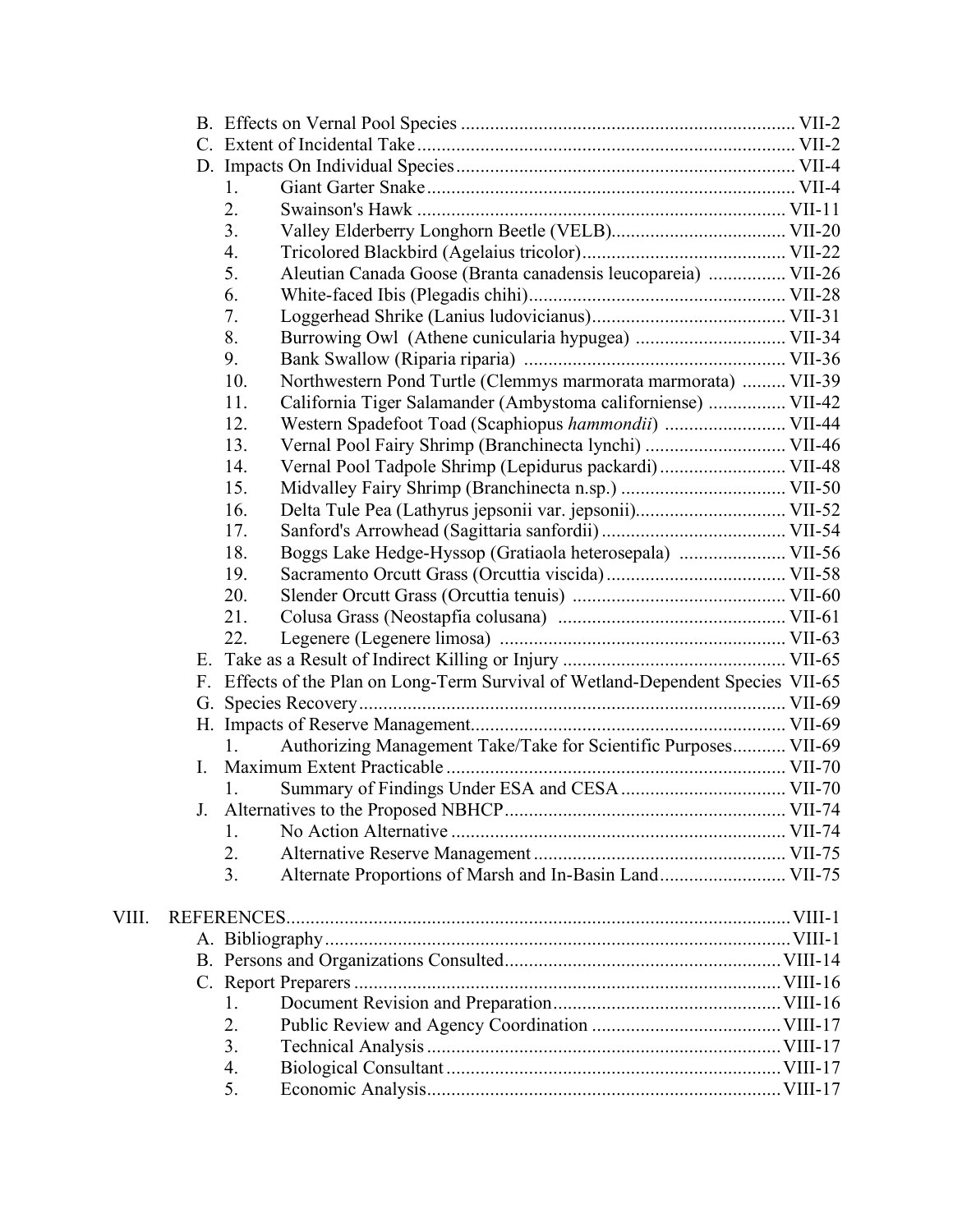- B. Effects on Vernal Pool Species ... VII-2
- C. Extent of Incidental Take ... VII-2
- D. Impacts On Individual Species ... VII-4
  1. Giant Garter Snake ... VII-4
  2. Swainson's Hawk ... VII-11
  3. Valley Elderberry Longhorn Beetle (VELB) ... VII-20
  4. Tricolored Blackbird (Agelaius tricolor) ... VII-22
  5. Aleutian Canada Goose (Branta canadensis leucopareia) ... VII-26
  6. White-faced Ibis (Plegadis chihi) ... VII-28
  7. Loggerhead Shrike (Lanius ludovicianus) ... VII-31
  8. Burrowing Owl (Athene cunicularia hypugea) ... VII-34
  9. Bank Swallow (Riparia riparia) ... VII-36
  10. Northwestern Pond Turtle (Clemmys marmorata marmorata) ... VII-39
  11. California Tiger Salamander (Ambystoma californiense) ... VII-42
  12. Western Spadefoot Toad (Scaphiopus *hammondii*) ... VII-44
  13. Vernal Pool Fairy Shrimp (Branchinecta lynchi) ... VII-46
  14. Vernal Pool Tadpole Shrimp (Lepidurus packardi) ... VII-48
  15. Midvalley Fairy Shrimp (Branchinecta n.sp.) ... VII-50
  16. Delta Tule Pea (Lathyrus jepsonii var. jepsonii) ... VII-52
  17. Sanford's Arrowhead (Sagittaria sanfordii) ... VII-54
  18. Boggs Lake Hedge-Hyssop (Gratiaola heterosepala) ... VII-56
  19. Sacramento Orcutt Grass (Orcuttia viscida) ... VII-58
  20. Slender Orcutt Grass (Orcuttia tenuis) ... VII-60
  21. Colusa Grass (Neostapfia colusana) ... VII-61
  22. Legenere (Legenere limosa) ... VII-63
- E. Take as a Result of Indirect Killing or Injury ... VII-65
- F. Effects of the Plan on Long-Term Survival of Wetland-Dependent Species VII-65
- G. Species Recovery ... VII-69
- H. Impacts of Reserve Management ... VII-69
  1. Authorizing Management Take/Take for Scientific Purposes ... VII-69
- I. Maximum Extent Practicable ... VII-70
  1. Summary of Findings Under ESA and CESA ... VII-70
- J. Alternatives to the Proposed NBHCP ... VII-74
  1. No Action Alternative ... VII-74
  2. Alternative Reserve Management ... VII-75
  3. Alternate Proportions of Marsh and In-Basin Land ... VII-75

VIII. REFERENCES ... VIII-1

- A. Bibliography ... VIII-1
- B. Persons and Organizations Consulted ... VIII-14
- C. Report Preparers ... VIII-16
  1. Document Revision and Preparation ... VIII-16
  2. Public Review and Agency Coordination ... VIII-17
  3. Technical Analysis ... VIII-17
  4. Biological Consultant ... VIII-17
  5. Economic Analysis ... VIII-17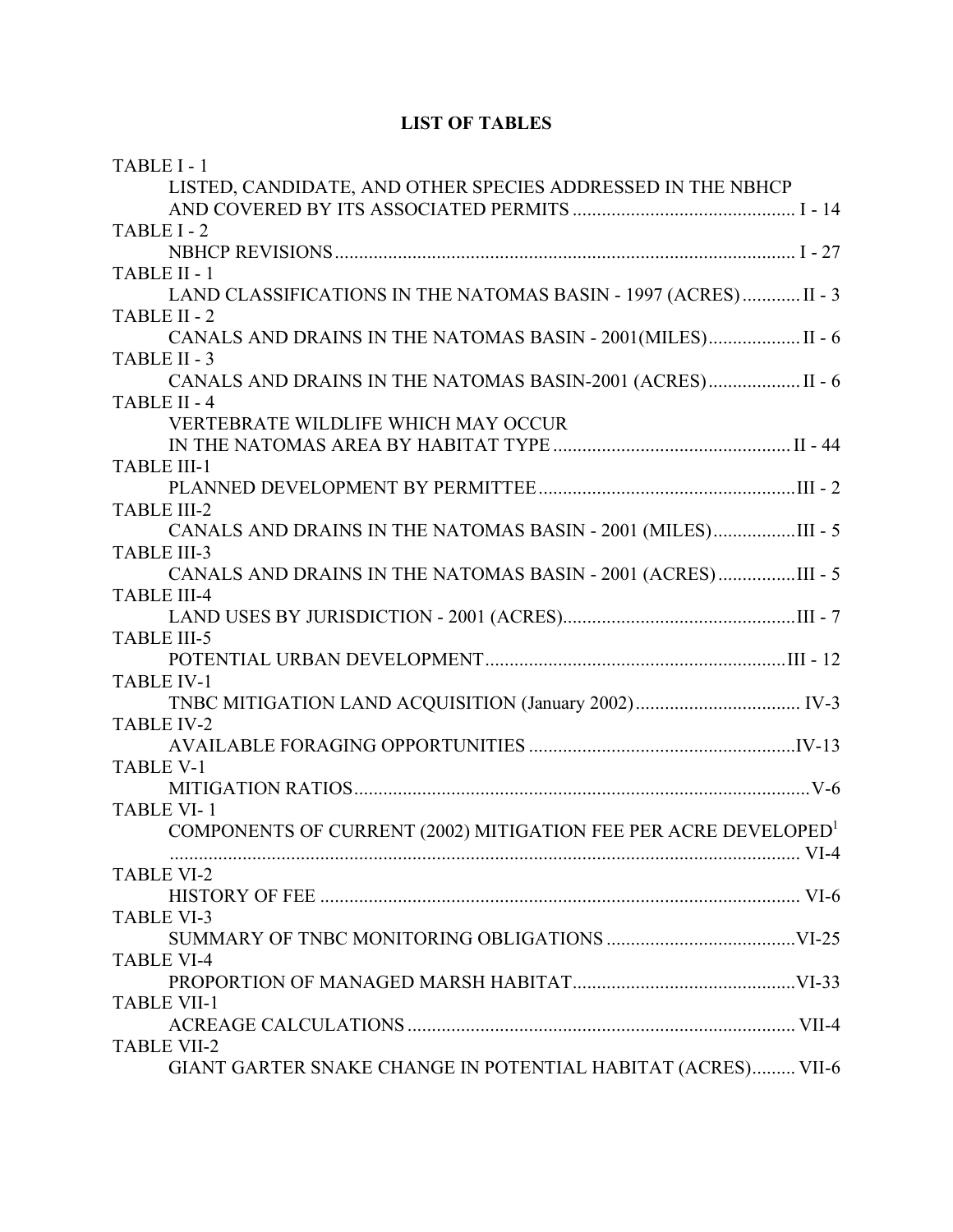# LIST OF TABLES

TABLE I - 1
LISTED, CANDIDATE, AND OTHER SPECIES ADDRESSED IN THE NBHCP AND COVERED BY ITS ASSOCIATED PERMITS ............................................. I - 14

TABLE I - 2
NBHCP REVISIONS ............................................................................................ I - 27

TABLE II - 1
LAND CLASSIFICATIONS IN THE NATOMAS BASIN - 1997 (ACRES) ............ II - 3

TABLE II - 2
CANALS AND DRAINS IN THE NATOMAS BASIN - 2001(MILES) ................... II - 6

TABLE II - 3
CANALS AND DRAINS IN THE NATOMAS BASIN-2001 (ACRES) ................... II - 6

TABLE II - 4
VERTEBRATE WILDLIFE WHICH MAY OCCUR IN THE NATOMAS AREA BY HABITAT TYPE ................................................. II - 44

TABLE III-1
PLANNED DEVELOPMENT BY PERMITTEE ..................................................... III - 2

TABLE III-2
CANALS AND DRAINS IN THE NATOMAS BASIN - 2001 (MILES) ................. III - 5

TABLE III-3
CANALS AND DRAINS IN THE NATOMAS BASIN - 2001 (ACRES) ................ III - 5

TABLE III-4
LAND USES BY JURISDICTION - 2001 (ACRES) ................................................ III - 7

TABLE III-5
POTENTIAL URBAN DEVELOPMENT .............................................................. III - 12

TABLE IV-1
TNBC MITIGATION LAND ACQUISITION (January 2002) .................................. IV-3

TABLE IV-2
AVAILABLE FORAGING OPPORTUNITIES ....................................................... IV-13

TABLE V-1
MITIGATION RATIOS .............................................................................................. V-6

TABLE VI- 1
COMPONENTS OF CURRENT (2002) MITIGATION FEE PER ACRE DEVELOPED[1] .................................................................................................................. VI-4

TABLE VI-2
HISTORY OF FEE .................................................................................................. VI-6

TABLE VI-3
SUMMARY OF TNBC MONITORING OBLIGATIONS ....................................... VI-25

TABLE VI-4
PROPORTION OF MANAGED MARSH HABITAT .............................................. VI-33

TABLE VII-1
ACREAGE CALCULATIONS ................................................................................ VII-4

TABLE VII-2
GIANT GARTER SNAKE CHANGE IN POTENTIAL HABITAT (ACRES) ......... VII-6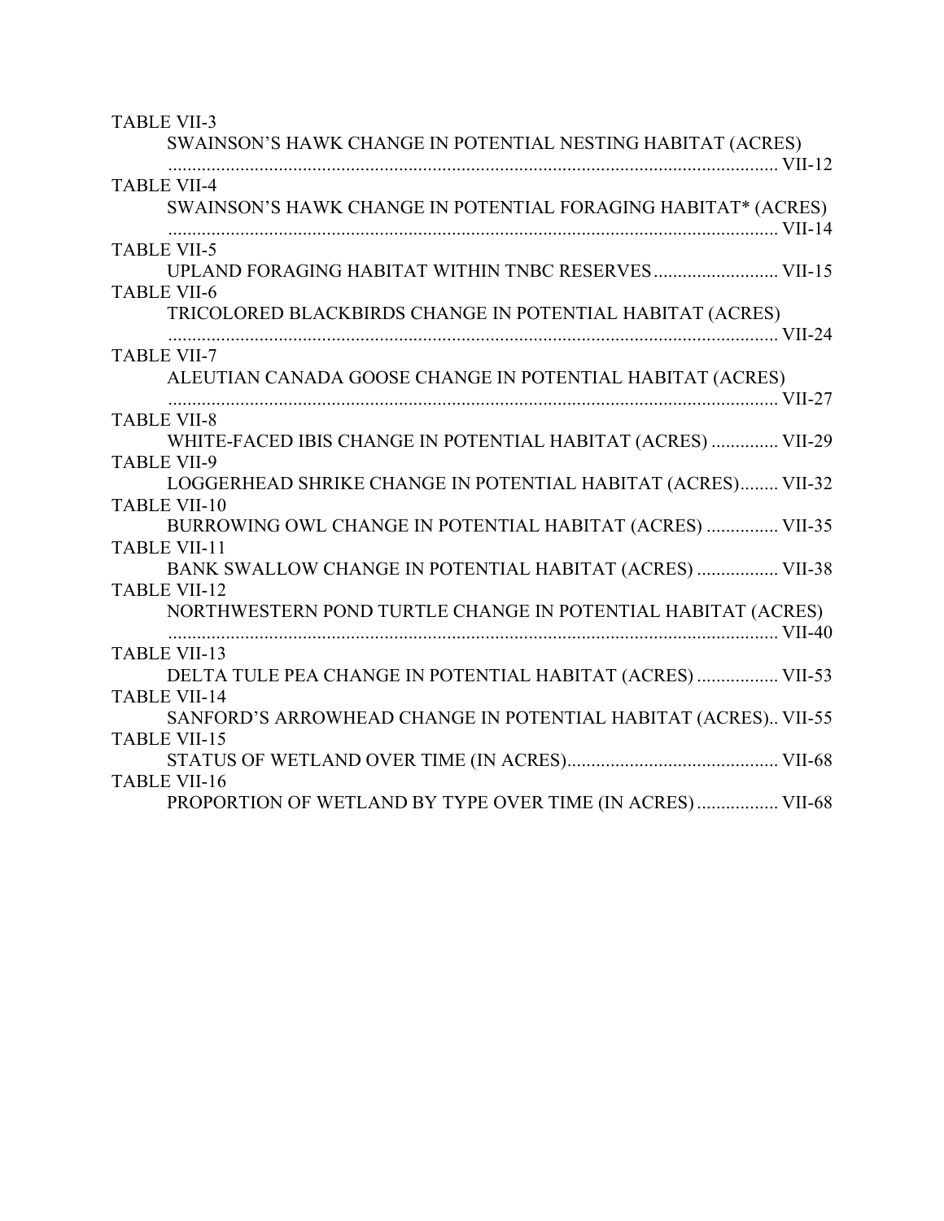TABLE VII-3
SWAINSON'S HAWK CHANGE IN POTENTIAL NESTING HABITAT (ACRES) ........................................................................................................................ VII-12

TABLE VII-4
SWAINSON'S HAWK CHANGE IN POTENTIAL FORAGING HABITAT* (ACRES) ........................................................................................................................ VII-14

TABLE VII-5
UPLAND FORAGING HABITAT WITHIN TNBC RESERVES .......................... VII-15

TABLE VII-6
TRICOLORED BLACKBIRDS CHANGE IN POTENTIAL HABITAT (ACRES) ........................................................................................................................ VII-24

TABLE VII-7
ALEUTIAN CANADA GOOSE CHANGE IN POTENTIAL HABITAT (ACRES) ........................................................................................................................ VII-27

TABLE VII-8
WHITE-FACED IBIS CHANGE IN POTENTIAL HABITAT (ACRES) .............. VII-29

TABLE VII-9
LOGGERHEAD SHRIKE CHANGE IN POTENTIAL HABITAT (ACRES)........ VII-32

TABLE VII-10
BURROWING OWL CHANGE IN POTENTIAL HABITAT (ACRES) ............... VII-35

TABLE VII-11
BANK SWALLOW CHANGE IN POTENTIAL HABITAT (ACRES) ................. VII-38

TABLE VII-12
NORTHWESTERN POND TURTLE CHANGE IN POTENTIAL HABITAT (ACRES) ........................................................................................................................ VII-40

TABLE VII-13
DELTA TULE PEA CHANGE IN POTENTIAL HABITAT (ACRES) ................. VII-53

TABLE VII-14
SANFORD'S ARROWHEAD CHANGE IN POTENTIAL HABITAT (ACRES).. VII-55

TABLE VII-15
STATUS OF WETLAND OVER TIME (IN ACRES)............................................ VII-68

TABLE VII-16
PROPORTION OF WETLAND BY TYPE OVER TIME (IN ACRES) ................. VII-68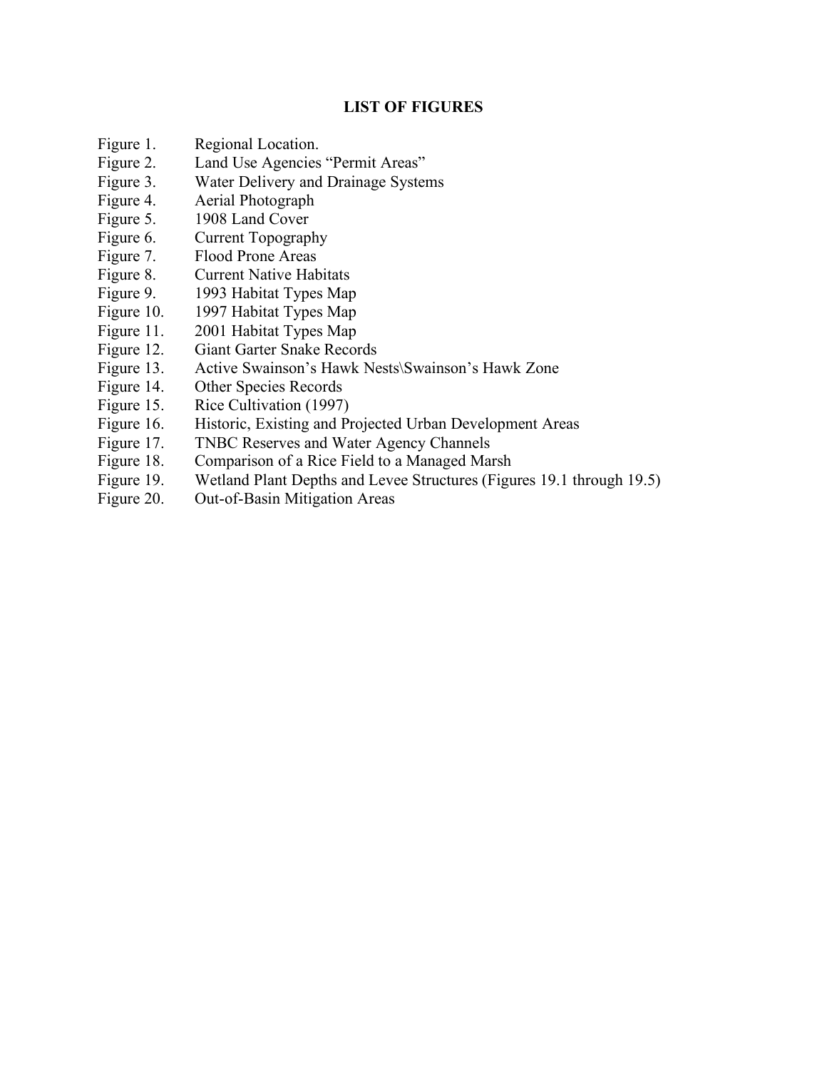## LIST OF FIGURES

Figure 1. Regional Location.
Figure 2. Land Use Agencies "Permit Areas"
Figure 3. Water Delivery and Drainage Systems
Figure 4. Aerial Photograph
Figure 5. 1908 Land Cover
Figure 6. Current Topography
Figure 7. Flood Prone Areas
Figure 8. Current Native Habitats
Figure 9. 1993 Habitat Types Map
Figure 10. 1997 Habitat Types Map
Figure 11. 2001 Habitat Types Map
Figure 12. Giant Garter Snake Records
Figure 13. Active Swainson's Hawk Nests\Swainson's Hawk Zone
Figure 14. Other Species Records
Figure 15. Rice Cultivation (1997)
Figure 16. Historic, Existing and Projected Urban Development Areas
Figure 17. TNBC Reserves and Water Agency Channels
Figure 18. Comparison of a Rice Field to a Managed Marsh
Figure 19. Wetland Plant Depths and Levee Structures (Figures 19.1 through 19.5)
Figure 20. Out-of-Basin Mitigation Areas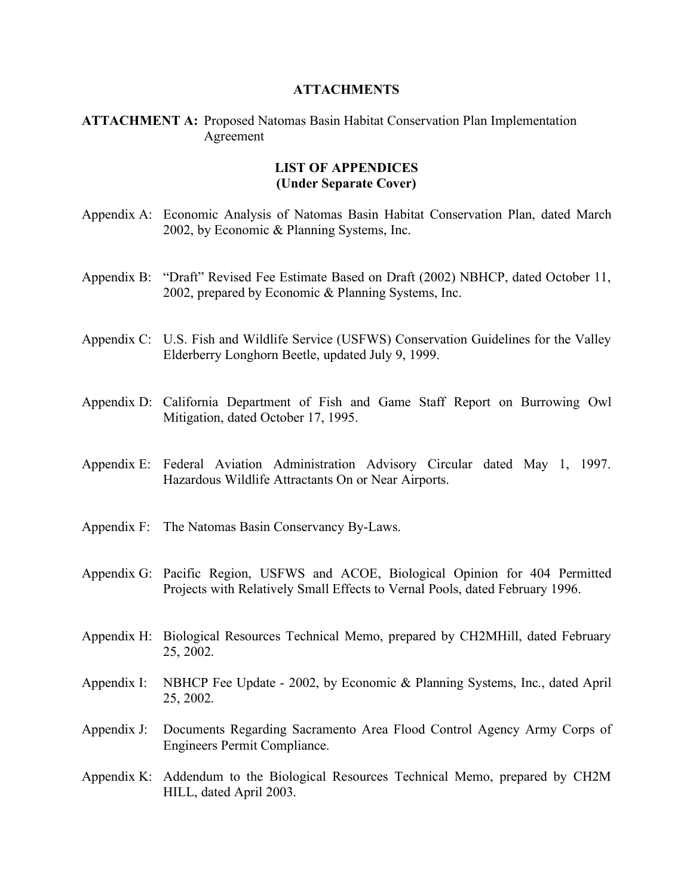## ATTACHMENTS

**ATTACHMENT A:** Proposed Natomas Basin Habitat Conservation Plan Implementation Agreement

## LIST OF APPENDICES
## (Under Separate Cover)

Appendix A: Economic Analysis of Natomas Basin Habitat Conservation Plan, dated March 2002, by Economic & Planning Systems, Inc.

Appendix B: "Draft" Revised Fee Estimate Based on Draft (2002) NBHCP, dated October 11, 2002, prepared by Economic & Planning Systems, Inc.

Appendix C: U.S. Fish and Wildlife Service (USFWS) Conservation Guidelines for the Valley Elderberry Longhorn Beetle, updated July 9, 1999.

Appendix D: California Department of Fish and Game Staff Report on Burrowing Owl Mitigation, dated October 17, 1995.

Appendix E: Federal Aviation Administration Advisory Circular dated May 1, 1997. Hazardous Wildlife Attractants On or Near Airports.

Appendix F: The Natomas Basin Conservancy By-Laws.

Appendix G: Pacific Region, USFWS and ACOE, Biological Opinion for 404 Permitted Projects with Relatively Small Effects to Vernal Pools, dated February 1996.

Appendix H: Biological Resources Technical Memo, prepared by CH2MHill, dated February 25, 2002.

Appendix I: NBHCP Fee Update - 2002, by Economic & Planning Systems, Inc., dated April 25, 2002.

Appendix J: Documents Regarding Sacramento Area Flood Control Agency Army Corps of Engineers Permit Compliance.

Appendix K: Addendum to the Biological Resources Technical Memo, prepared by CH2M HILL, dated April 2003.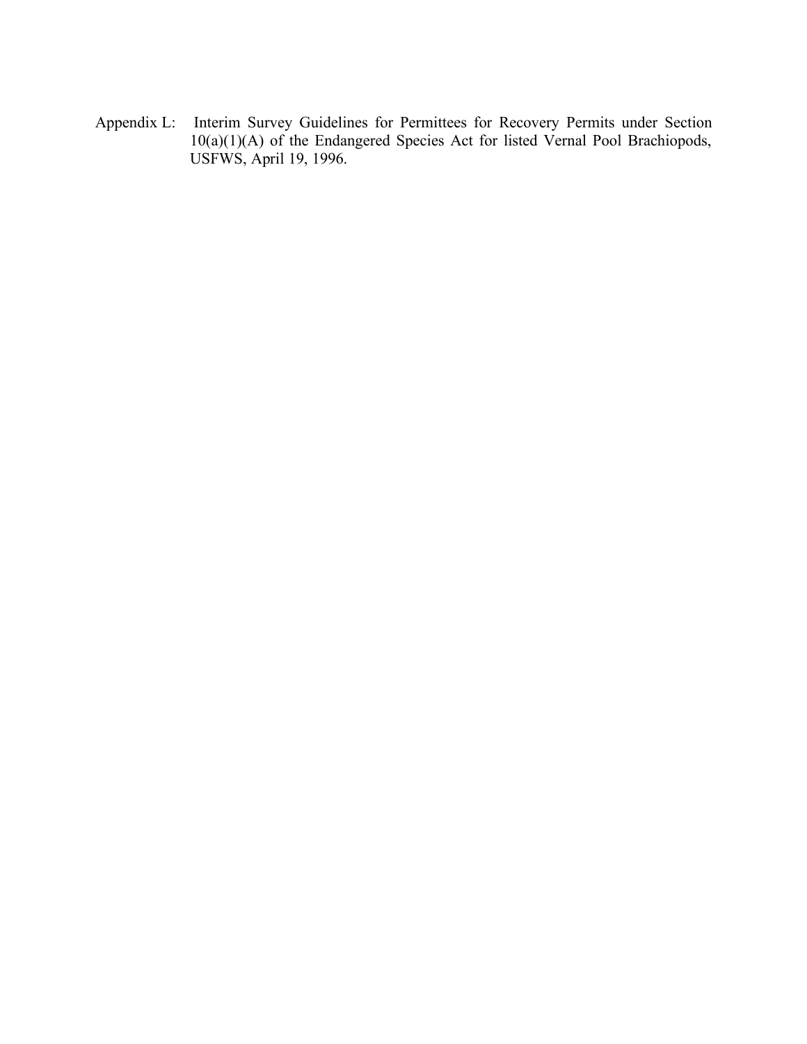Appendix L: Interim Survey Guidelines for Permittees for Recovery Permits under Section 10(a)(1)(A) of the Endangered Species Act for listed Vernal Pool Brachiopods, USFWS, April 19, 1996.